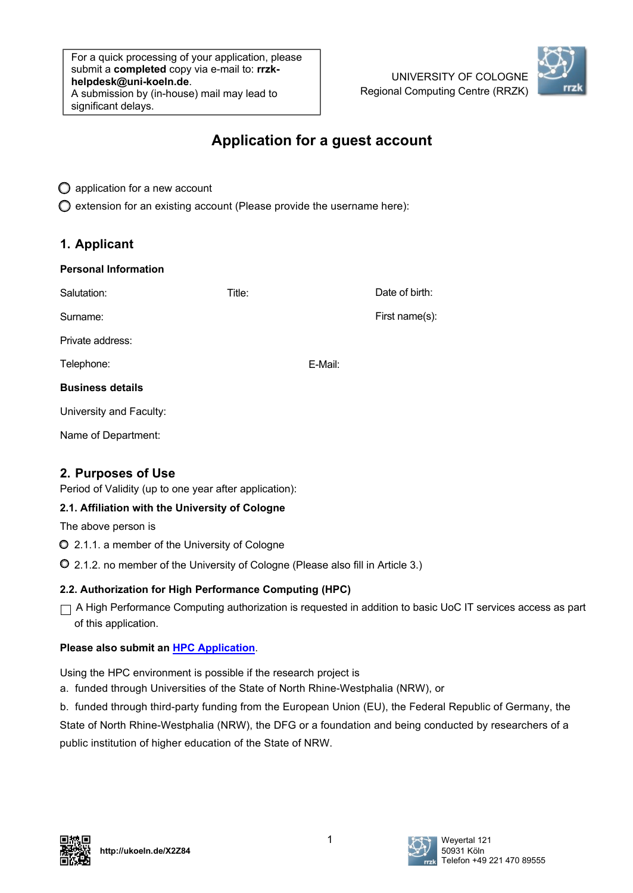For a quick processing of your application, please submit a **completed** copy via e-mail to: **rrzk-helpdesk@uni-koeln.de**.
A submission by (in-house) mail may lead to significant delays.

UNIVERSITY OF COLOGNE
Regional Computing Centre (RRZK)

# Application for a guest account

○ application for a new account

○ extension for an existing account (Please provide the username here):

## 1. Applicant

**Personal Information**

Salutation: Title: Date of birth:

Surname: First name(s):

Private address:

Telephone: E-Mail:

**Business details**

University and Faculty:

Name of Department:

## 2. Purposes of Use

Period of Validity (up to one year after application):

### 2.1. Affiliation with the University of Cologne

The above person is

○ 2.1.1. a member of the University of Cologne

○ 2.1.2. no member of the University of Cologne (Please also fill in Article 3.)

### 2.2. Authorization for High Performance Computing (HPC)

☐ A High Performance Computing authorization is requested in addition to basic UoC IT services access as part of this application.

**Please also submit an HPC Application.**

Using the HPC environment is possible if the research project is

a. funded through Universities of the State of North Rhine-Westphalia (NRW), or

b. funded through third-party funding from the European Union (EU), the Federal Republic of Germany, the State of North Rhine-Westphalia (NRW), the DFG or a foundation and being conducted by researchers of a public institution of higher education of the State of NRW.

http://ukoeln.de/X2Z84

Weyertal 121
50931 Köln
Telefon +49 221 470 89555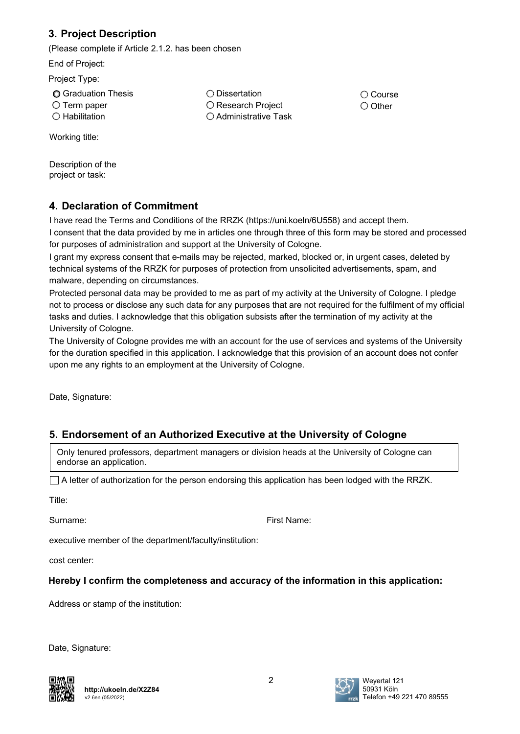## 3. Project Description

(Please complete if Article 2.1.2. has been chosen

End of Project:

Project Type:

- ○ Graduation Thesis
- ○ Term paper
- ○ Habilitation
- ○ Dissertation
- ○ Research Project
- ○ Administrative Task
- ○ Course
- ○ Other

Working title:

Description of the project or task:

## 4. Declaration of Commitment

I have read the Terms and Conditions of the RRZK (https://uni.koeln/6U558) and accept them.
I consent that the data provided by me in articles one through three of this form may be stored and processed for purposes of administration and support at the University of Cologne.
I grant my express consent that e-mails may be rejected, marked, blocked or, in urgent cases, deleted by technical systems of the RRZK for purposes of protection from unsolicited advertisements, spam, and malware, depending on circumstances.
Protected personal data may be provided to me as part of my activity at the University of Cologne. I pledge not to process or disclose any such data for any purposes that are not required for the fulfilment of my official tasks and duties. I acknowledge that this obligation subsists after the termination of my activity at the University of Cologne.
The University of Cologne provides me with an account for the use of services and systems of the University for the duration specified in this application. I acknowledge that this provision of an account does not confer upon me any rights to an employment at the University of Cologne.

Date, Signature:

## 5. Endorsement of an Authorized Executive at the University of Cologne

Only tenured professors, department managers or division heads at the University of Cologne can endorse an application.

☐ A letter of authorization for the person endorsing this application has been lodged with the RRZK.

Title:

Surname:

First Name:

executive member of the department/faculty/institution:

cost center:

**Hereby I confirm the completeness and accuracy of the information in this application:**

Address or stamp of the institution:

Date, Signature:

**http://ukoeln.de/X2Z84**
v2.6en (05/2022)

Weyertal 121
50931 Köln
Telefon +49 221 470 89555